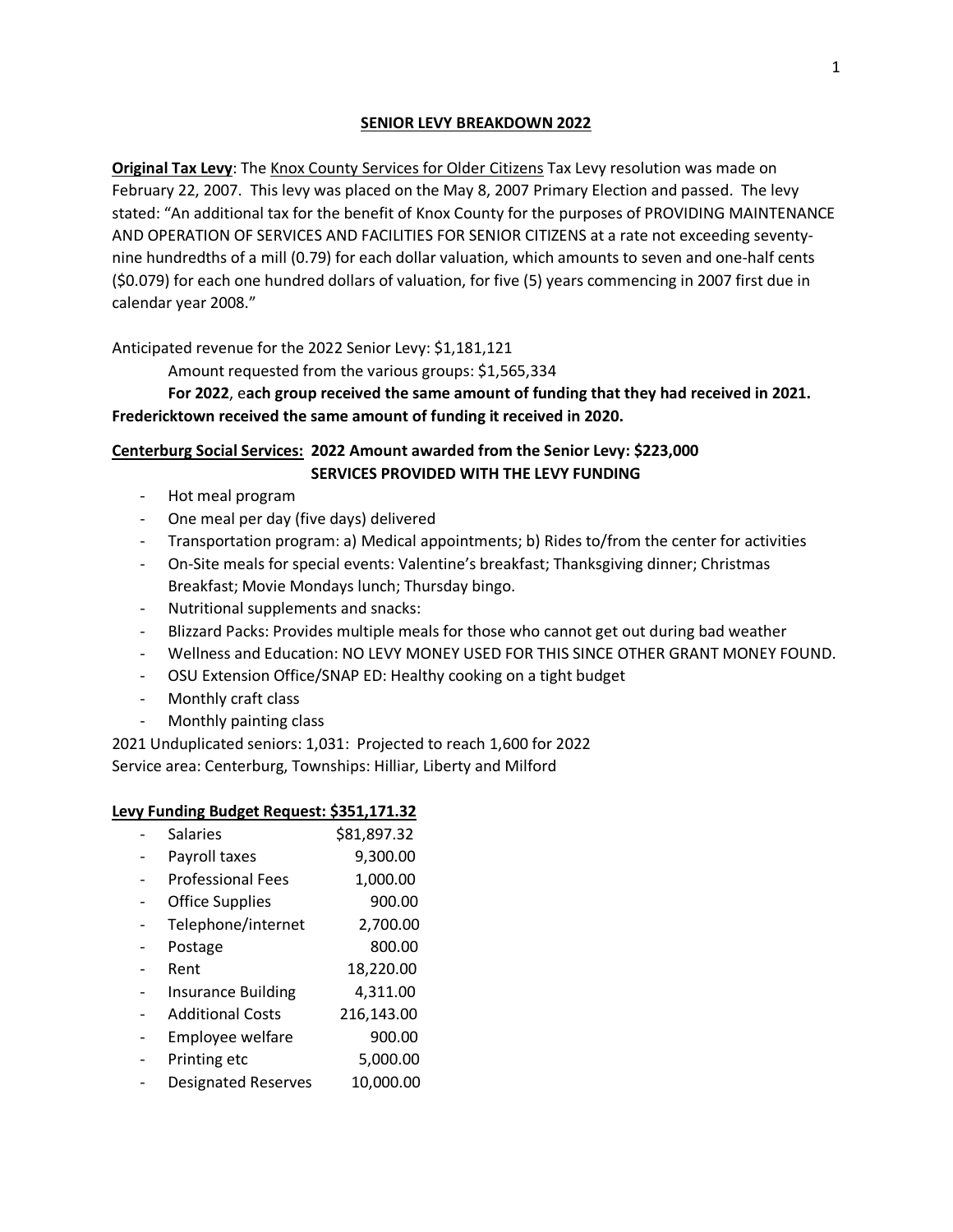# SENIOR LEVY BREAKDOWN 2022

**Original Tax Levy**: The Knox County Services for Older Citizens Tax Levy resolution was made on February 22, 2007. This levy was placed on the May 8, 2007 Primary Election and passed. The levy stated: "An additional tax for the benefit of Knox County for the purposes of PROVIDING MAINTENANCE AND OPERATION OF SERVICES AND FACILITIES FOR SENIOR CITIZENS at a rate not exceeding seventy-nine hundredths of a mill (0.79) for each dollar valuation, which amounts to seven and one-half cents ($0.079) for each one hundred dollars of valuation, for five (5) years commencing in 2007 first due in calendar year 2008."

Anticipated revenue for the 2022 Senior Levy: $1,181,121

Amount requested from the various groups: $1,565,334

**For 2022**, e**ach group received the same amount of funding that they had received in 2021. Fredericktown received the same amount of funding it received in 2020.**

## Centerburg Social Services: 2022 Amount awarded from the Senior Levy: $223,000

**SERVICES PROVIDED WITH THE LEVY FUNDING**

- Hot meal program
- One meal per day (five days) delivered
- Transportation program: a) Medical appointments; b) Rides to/from the center for activities
- On-Site meals for special events: Valentine's breakfast; Thanksgiving dinner; Christmas Breakfast; Movie Mondays lunch; Thursday bingo.
- Nutritional supplements and snacks:
- Blizzard Packs: Provides multiple meals for those who cannot get out during bad weather
- Wellness and Education: NO LEVY MONEY USED FOR THIS SINCE OTHER GRANT MONEY FOUND.
- OSU Extension Office/SNAP ED: Healthy cooking on a tight budget
- Monthly craft class
- Monthly painting class

2021 Unduplicated seniors: 1,031: Projected to reach 1,600 for 2022

Service area: Centerburg, Townships: Hilliar, Liberty and Milford

**Levy Funding Budget Request: $351,171.32**

| Item | Amount |
|---|---|
| Salaries | $81,897.32 |
| Payroll taxes | 9,300.00 |
| Professional Fees | 1,000.00 |
| Office Supplies | 900.00 |
| Telephone/internet | 2,700.00 |
| Postage | 800.00 |
| Rent | 18,220.00 |
| Insurance Building | 4,311.00 |
| Additional Costs | 216,143.00 |
| Employee welfare | 900.00 |
| Printing etc | 5,000.00 |
| Designated Reserves | 10,000.00 |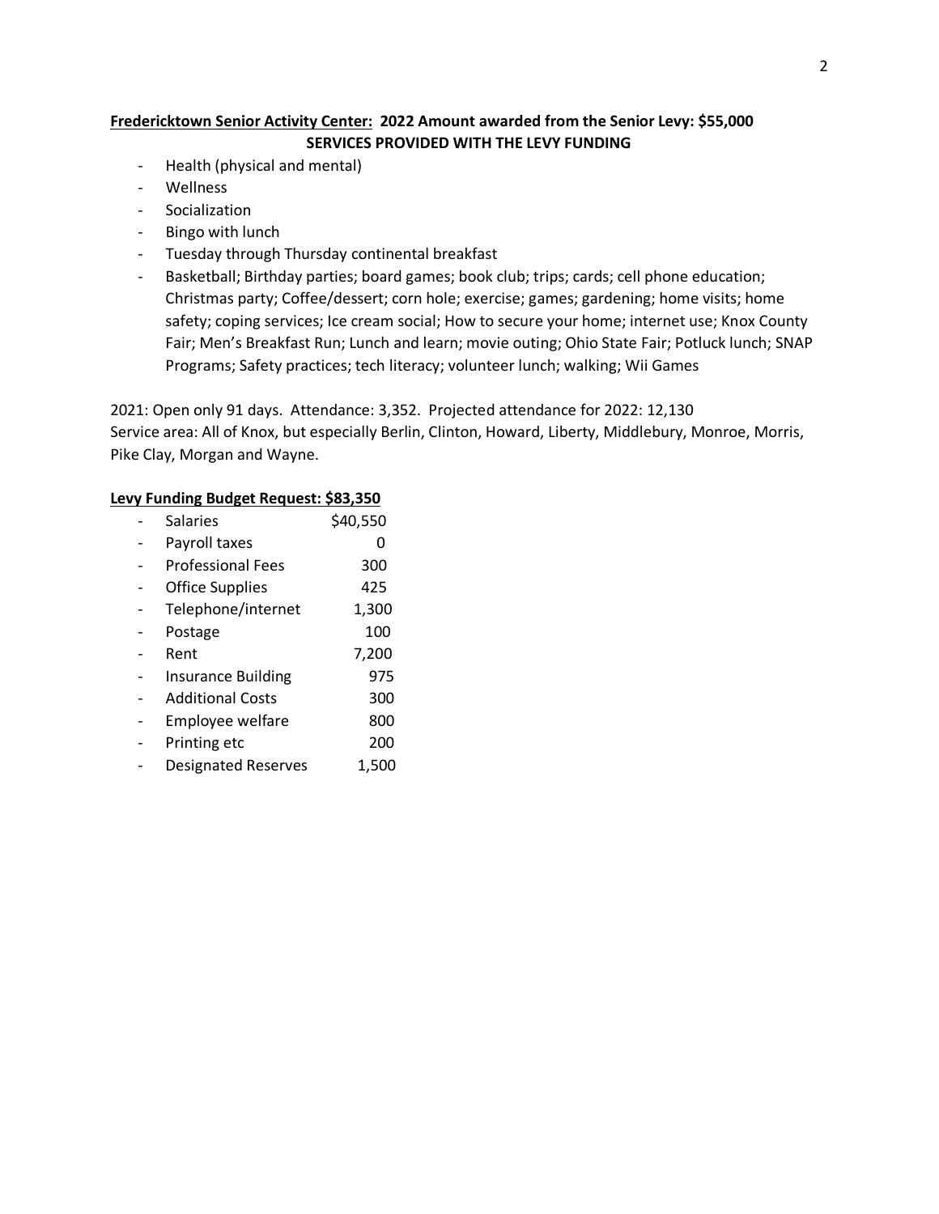**<u>Fredericktown Senior Activity Center:</u> 2022 Amount awarded from the Senior Levy: $55,000**

**SERVICES PROVIDED WITH THE LEVY FUNDING**

- Health (physical and mental)
- Wellness
- Socialization
- Bingo with lunch
- Tuesday through Thursday continental breakfast
- Basketball; Birthday parties; board games; book club; trips; cards; cell phone education; Christmas party; Coffee/dessert; corn hole; exercise; games; gardening; home visits; home safety; coping services; Ice cream social; How to secure your home; internet use; Knox County Fair; Men's Breakfast Run; Lunch and learn; movie outing; Ohio State Fair; Potluck lunch; SNAP Programs; Safety practices; tech literacy; volunteer lunch; walking; Wii Games

2021: Open only 91 days. Attendance: 3,352. Projected attendance for 2022: 12,130
Service area: All of Knox, but especially Berlin, Clinton, Howard, Liberty, Middlebury, Monroe, Morris, Pike Clay, Morgan and Wayne.

**<u>Levy Funding Budget Request: $83,350</u>**

| Item | Amount |
|---|---|
| Salaries | $40,550 |
| Payroll taxes | 0 |
| Professional Fees | 300 |
| Office Supplies | 425 |
| Telephone/internet | 1,300 |
| Postage | 100 |
| Rent | 7,200 |
| Insurance Building | 975 |
| Additional Costs | 300 |
| Employee welfare | 800 |
| Printing etc | 200 |
| Designated Reserves | 1,500 |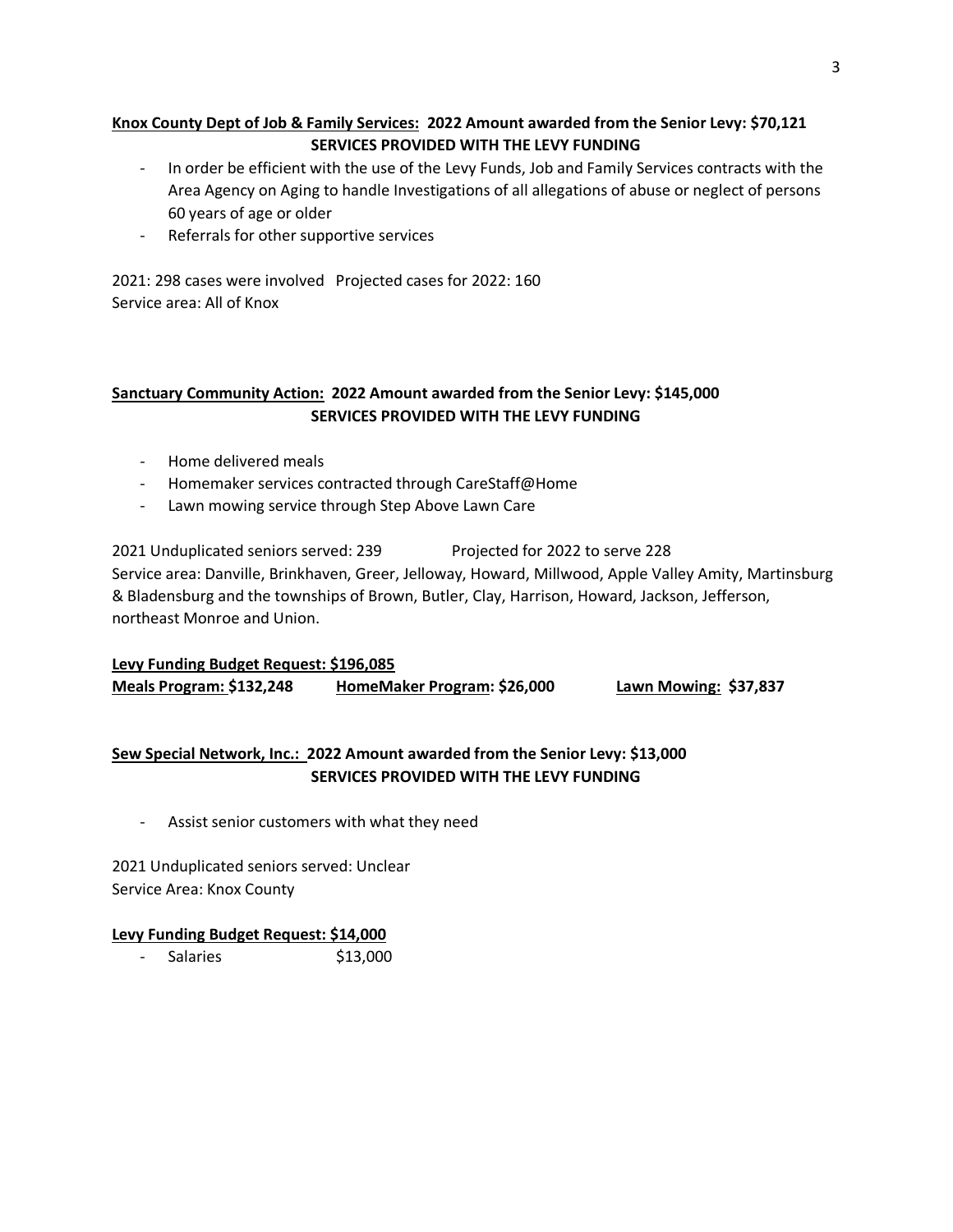**<u>Knox County Dept of Job & Family Services:</u> 2022 Amount awarded from the Senior Levy: $70,121**

**SERVICES PROVIDED WITH THE LEVY FUNDING**

- In order be efficient with the use of the Levy Funds, Job and Family Services contracts with the Area Agency on Aging to handle Investigations of all allegations of abuse or neglect of persons 60 years of age or older
- Referrals for other supportive services

2021: 298 cases were involved  Projected cases for 2022: 160
Service area: All of Knox

**<u>Sanctuary Community Action:</u> 2022 Amount awarded from the Senior Levy: $145,000**

**SERVICES PROVIDED WITH THE LEVY FUNDING**

- Home delivered meals
- Homemaker services contracted through CareStaff@Home
- Lawn mowing service through Step Above Lawn Care

2021 Unduplicated seniors served: 239  Projected for 2022 to serve 228
Service area: Danville, Brinkhaven, Greer, Jelloway, Howard, Millwood, Apple Valley Amity, Martinsburg & Bladensburg and the townships of Brown, Butler, Clay, Harrison, Howard, Jackson, Jefferson, northeast Monroe and Union.

**<u>Levy Funding Budget Request: $196,085</u>**

**<u>Meals Program:</u> $132,248**  **<u>HomeMaker Program</u>: $26,000**  **<u>Lawn Mowing:</u> $37,837**

**<u>Sew Special Network, Inc.:</u> 2022 Amount awarded from the Senior Levy: $13,000**

**SERVICES PROVIDED WITH THE LEVY FUNDING**

- Assist senior customers with what they need

2021 Unduplicated seniors served: Unclear
Service Area: Knox County

**<u>Levy Funding Budget Request: $14,000</u>**

- Salaries  $13,000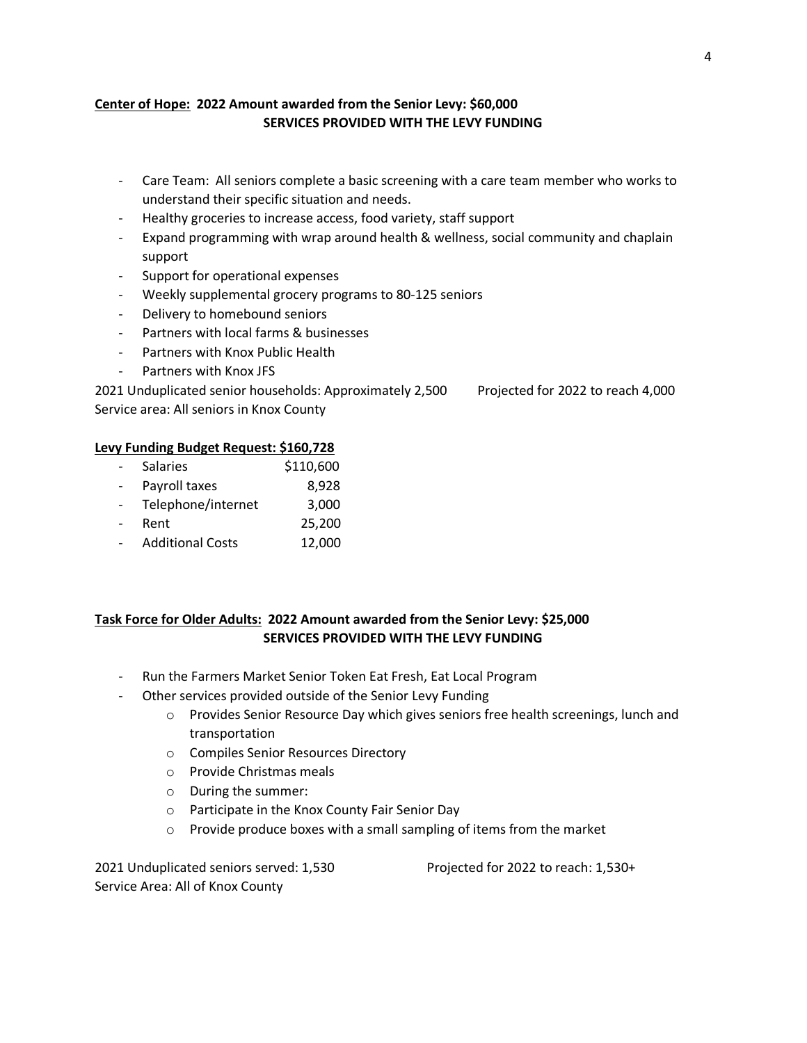**<u>Center of Hope:</u> 2022 Amount awarded from the Senior Levy: $60,000**
**SERVICES PROVIDED WITH THE LEVY FUNDING**

- Care Team: All seniors complete a basic screening with a care team member who works to understand their specific situation and needs.
- Healthy groceries to increase access, food variety, staff support
- Expand programming with wrap around health & wellness, social community and chaplain support
- Support for operational expenses
- Weekly supplemental grocery programs to 80-125 seniors
- Delivery to homebound seniors
- Partners with local farms & businesses
- Partners with Knox Public Health
- Partners with Knox JFS

2021 Unduplicated senior households: Approximately 2,500 Projected for 2022 to reach 4,000
Service area: All seniors in Knox County

**<u>Levy Funding Budget Request: $160,728</u>**

| | |
|---|---|
| - Salaries | $110,600 |
| - Payroll taxes | 8,928 |
| - Telephone/internet | 3,000 |
| - Rent | 25,200 |
| - Additional Costs | 12,000 |

**<u>Task Force for Older Adults:</u> 2022 Amount awarded from the Senior Levy: $25,000**
**SERVICES PROVIDED WITH THE LEVY FUNDING**

- Run the Farmers Market Senior Token Eat Fresh, Eat Local Program
- Other services provided outside of the Senior Levy Funding
  - Provides Senior Resource Day which gives seniors free health screenings, lunch and transportation
  - Compiles Senior Resources Directory
  - Provide Christmas meals
  - During the summer:
  - Participate in the Knox County Fair Senior Day
  - Provide produce boxes with a small sampling of items from the market

2021 Unduplicated seniors served: 1,530 Projected for 2022 to reach: 1,530+
Service Area: All of Knox County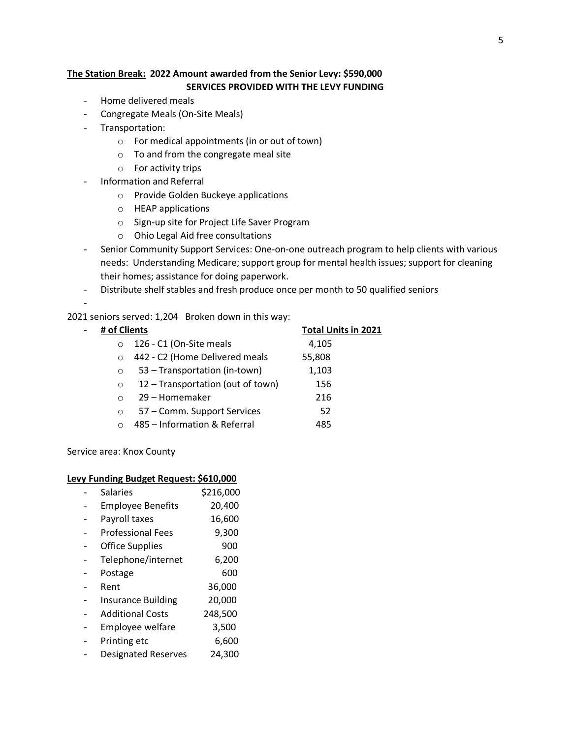**<u>The Station Break:</u> 2022 Amount awarded from the Senior Levy: $590,000**

**SERVICES PROVIDED WITH THE LEVY FUNDING**

- Home delivered meals
- Congregate Meals (On-Site Meals)
- Transportation:
    - For medical appointments (in or out of town)
    - To and from the congregate meal site
    - For activity trips
- Information and Referral
    - Provide Golden Buckeye applications
    - HEAP applications
    - Sign-up site for Project Life Saver Program
    - Ohio Legal Aid free consultations
- Senior Community Support Services: One-on-one outreach program to help clients with various needs: Understanding Medicare; support group for mental health issues; support for cleaning their homes; assistance for doing paperwork.
- Distribute shelf stables and fresh produce once per month to 50 qualified seniors
-

2021 seniors served: 1,204 Broken down in this way:

| **# of Clients** | **Total Units in 2021** |
|---|---|
| 126 - C1 (On-Site meals | 4,105 |
| 442 - C2 (Home Delivered meals | 55,808 |
| 53 – Transportation (in-town) | 1,103 |
| 12 – Transportation (out of town) | 156 |
| 29 – Homemaker | 216 |
| 57 – Comm. Support Services | 52 |
| 485 – Information & Referral | 485 |

Service area: Knox County

**<u>Levy Funding Budget Request: $610,000</u>**

| | |
|---|---|
| Salaries | $216,000 |
| Employee Benefits | 20,400 |
| Payroll taxes | 16,600 |
| Professional Fees | 9,300 |
| Office Supplies | 900 |
| Telephone/internet | 6,200 |
| Postage | 600 |
| Rent | 36,000 |
| Insurance Building | 20,000 |
| Additional Costs | 248,500 |
| Employee welfare | 3,500 |
| Printing etc | 6,600 |
| Designated Reserves | 24,300 |